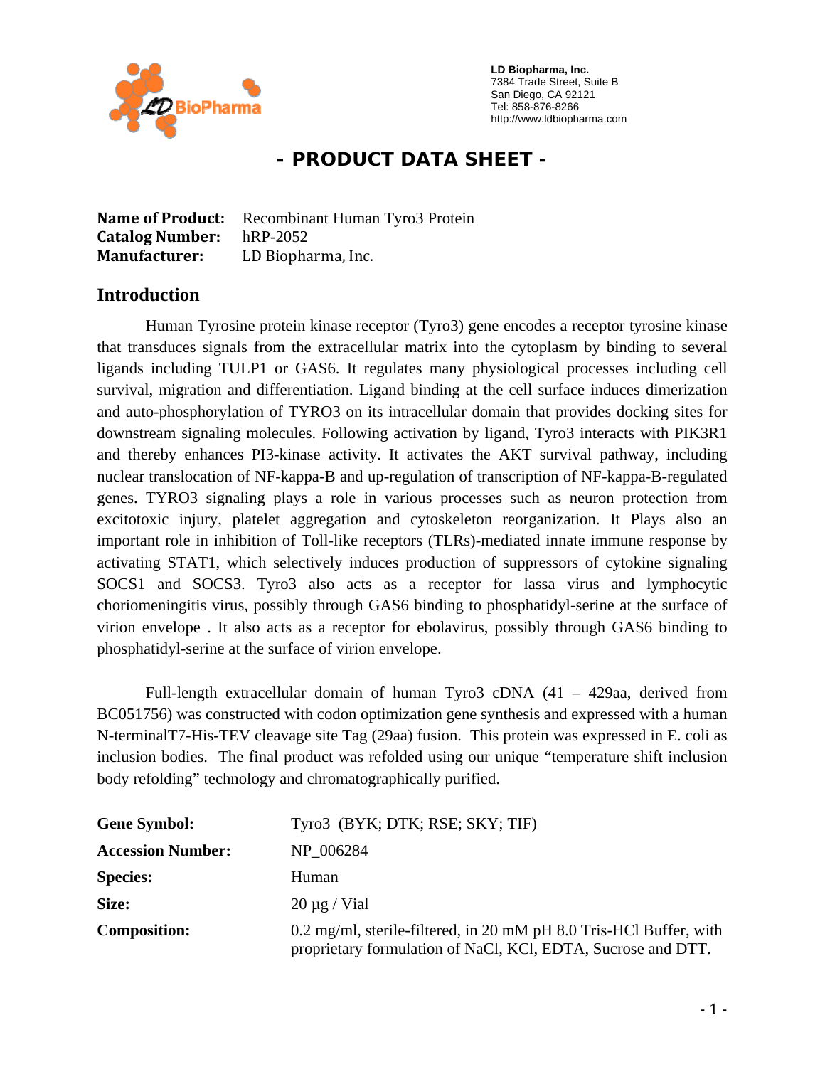**LD Biopharma, Inc.**
7384 Trade Street, Suite B
San Diego, CA 92121
Tel: 858-876-8266
http://www.ldbiopharma.com

# - PRODUCT DATA SHEET -

**Name of Product:** Recombinant Human Tyro3 Protein
**Catalog Number:** hRP-2052
**Manufacturer:** LD Biopharma, Inc.

## Introduction

Human Tyrosine protein kinase receptor (Tyro3) gene encodes a receptor tyrosine kinase that transduces signals from the extracellular matrix into the cytoplasm by binding to several ligands including TULP1 or GAS6. It regulates many physiological processes including cell survival, migration and differentiation. Ligand binding at the cell surface induces dimerization and auto-phosphorylation of TYRO3 on its intracellular domain that provides docking sites for downstream signaling molecules. Following activation by ligand, Tyro3 interacts with PIK3R1 and thereby enhances PI3-kinase activity. It activates the AKT survival pathway, including nuclear translocation of NF-kappa-B and up-regulation of transcription of NF-kappa-B-regulated genes. TYRO3 signaling plays a role in various processes such as neuron protection from excitotoxic injury, platelet aggregation and cytoskeleton reorganization. It Plays also an important role in inhibition of Toll-like receptors (TLRs)-mediated innate immune response by activating STAT1, which selectively induces production of suppressors of cytokine signaling SOCS1 and SOCS3. Tyro3 also acts as a receptor for lassa virus and lymphocytic choriomeningitis virus, possibly through GAS6 binding to phosphatidyl-serine at the surface of virion envelope . It also acts as a receptor for ebolavirus, possibly through GAS6 binding to phosphatidyl-serine at the surface of virion envelope.

Full-length extracellular domain of human Tyro3 cDNA (41 – 429aa, derived from BC051756) was constructed with codon optimization gene synthesis and expressed with a human N-terminalT7-His-TEV cleavage site Tag (29aa) fusion. This protein was expressed in E. coli as inclusion bodies. The final product was refolded using our unique "temperature shift inclusion body refolding" technology and chromatographically purified.

| | |
|---|---|
| **Gene Symbol:** | Tyro3 (BYK; DTK; RSE; SKY; TIF) |
| **Accession Number:** | NP_006284 |
| **Species:** | Human |
| **Size:** | 20 µg / Vial |
| **Composition:** | 0.2 mg/ml, sterile-filtered, in 20 mM pH 8.0 Tris-HCl Buffer, with proprietary formulation of NaCl, KCl, EDTA, Sucrose and DTT. |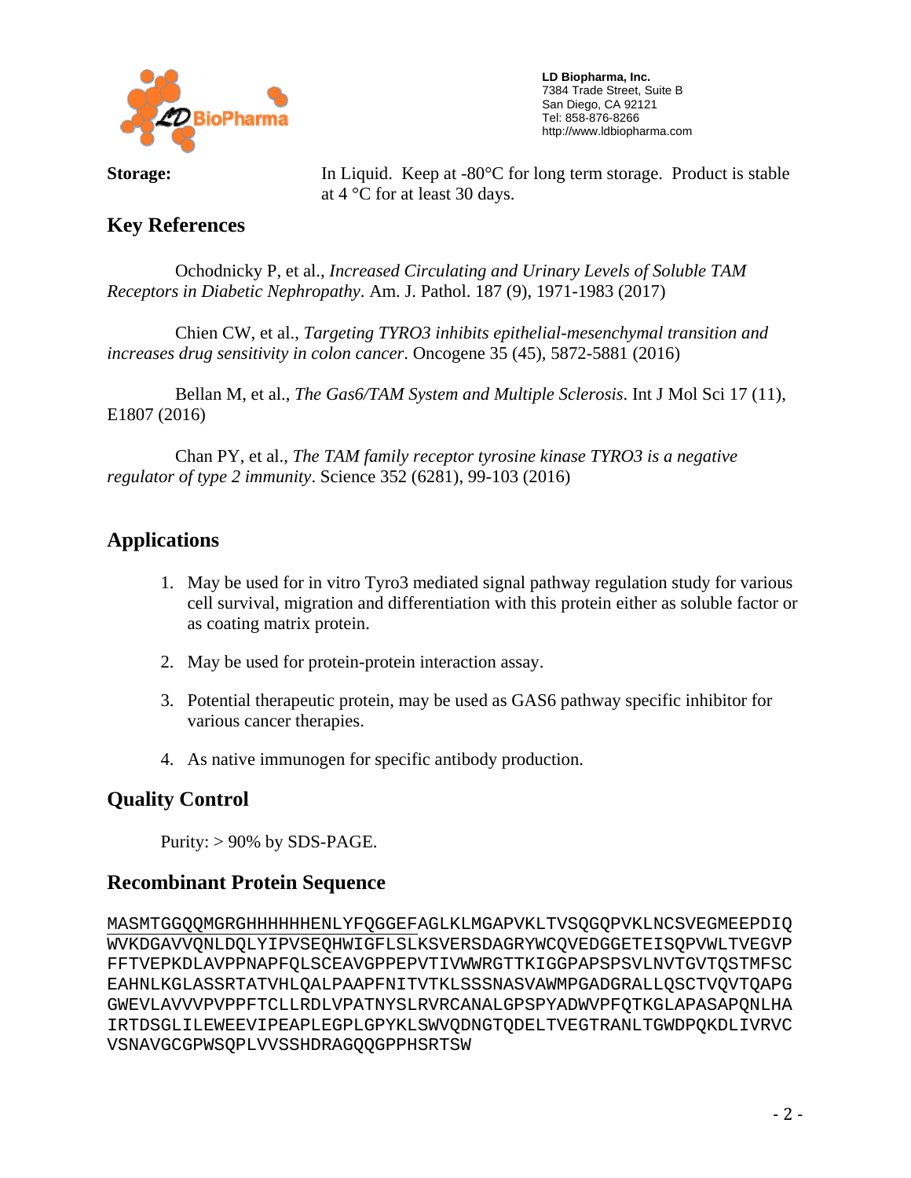**Storage:** In Liquid. Keep at -80°C for long term storage. Product is stable at 4 °C for at least 30 days.

## Key References

Ochodnicky P, et al., *Increased Circulating and Urinary Levels of Soluble TAM Receptors in Diabetic Nephropathy*. Am. J. Pathol. 187 (9), 1971-1983 (2017)

Chien CW, et al., *Targeting TYRO3 inhibits epithelial-mesenchymal transition and increases drug sensitivity in colon cancer*. Oncogene 35 (45), 5872-5881 (2016)

Bellan M, et al., *The Gas6/TAM System and Multiple Sclerosis*. Int J Mol Sci 17 (11), E1807 (2016)

Chan PY, et al., *The TAM family receptor tyrosine kinase TYRO3 is a negative regulator of type 2 immunity*. Science 352 (6281), 99-103 (2016)

## Applications

1. May be used for in vitro Tyro3 mediated signal pathway regulation study for various cell survival, migration and differentiation with this protein either as soluble factor or as coating matrix protein.
2. May be used for protein-protein interaction assay.
3. Potential therapeutic protein, may be used as GAS6 pathway specific inhibitor for various cancer therapies.
4. As native immunogen for specific antibody production.

## Quality Control

Purity: > 90% by SDS-PAGE.

## Recombinant Protein Sequence

```
MASMTGGQQMGRGHHHHHHENLYFQGGEFAGLKLMGAPVKLTVSQGQPVKLNCSVEGMEEPDIQ
WVKDGAVVQNLDQLYIPVSEQHWIGFLSLKSVERSDAGRYWCQVEDGGETEISQPVWLTVEGVP
FFTVEPKDLAVPPNAPFQLSCEAVGPPEPVTIVWWRGTTKIGGPAPSPSVLNVTGVTQSTMFSC
EAHNLKGLASSRTATVHLQALPAAPFNITVTKLSSSNASVAWMPGADGRALLQSCTVQVTQAPG
GWEVLAVVVPVPPFTCLLRDLVPATNYSLRVRCANALGPSPYADWVPFQTKGLAPASAPQNLHA
IRTDSGLILEWEEVIPEAPLEGPLGPYKLSWVQDNGTQDELTVEGTRANLTGWDPQKDLIVRVC
VSNAVGCGPWSQPLVVSSHDRAGQQGPPHSRTSW
```